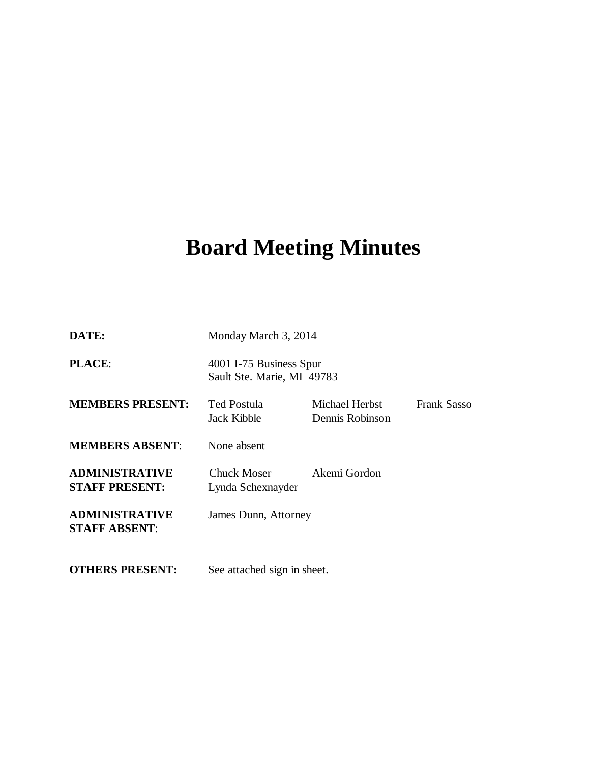# Board Meeting Minutes

| | | | |
|---|---|---|---|
| **DATE:** | Monday March 3, 2014 | | |
| **PLACE**: | 4001 I-75 Business Spur<br>Sault Ste. Marie, MI 49783 | | |
| **MEMBERS PRESENT:** | Ted Postula<br>Jack Kibble | Michael Herbst<br>Dennis Robinson | Frank Sasso |
| **MEMBERS ABSENT**: | None absent | | |
| **ADMINISTRATIVE STAFF PRESENT:** | Chuck Moser<br>Lynda Schexnayder | Akemi Gordon | |
| **ADMINISTRATIVE STAFF ABSENT**: | James Dunn, Attorney | | |
| **OTHERS PRESENT:** | See attached sign in sheet. | | |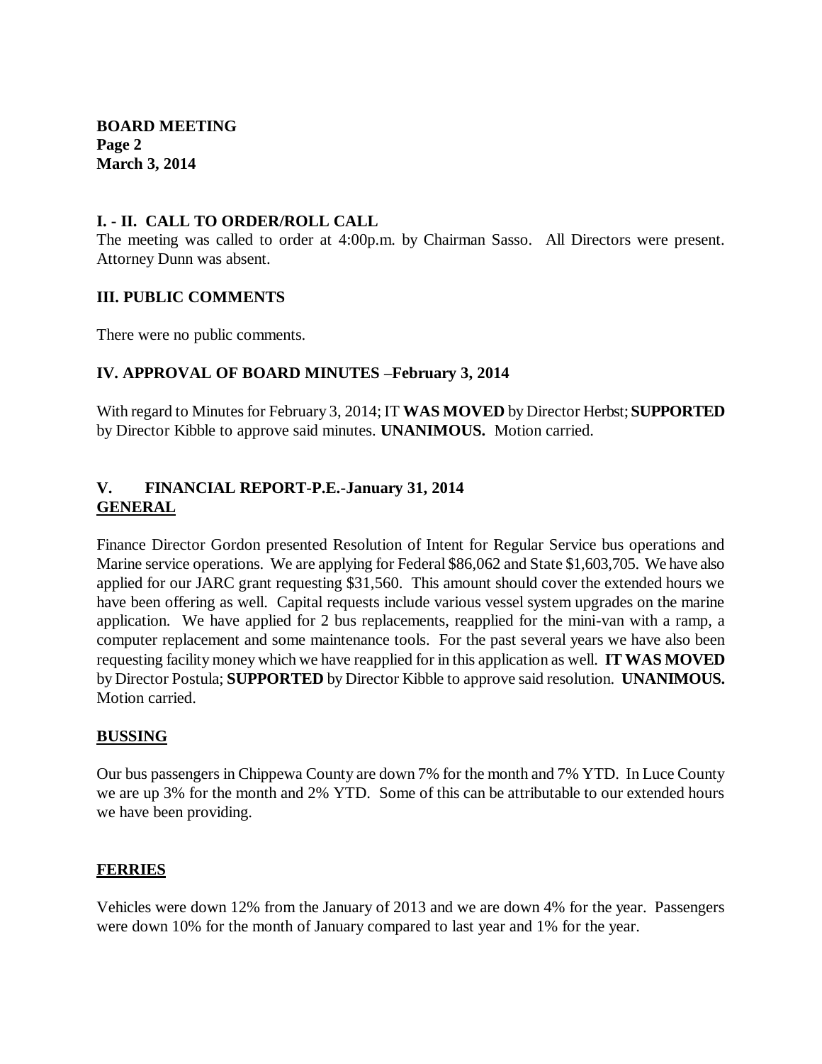**BOARD MEETING**
**Page 2**
**March 3, 2014**

## I. - II. CALL TO ORDER/ROLL CALL

The meeting was called to order at 4:00p.m. by Chairman Sasso. All Directors were present. Attorney Dunn was absent.

## III. PUBLIC COMMENTS

There were no public comments.

## IV. APPROVAL OF BOARD MINUTES –February 3, 2014

With regard to Minutes for February 3, 2014; IT **WAS MOVED** by Director Herbst; **SUPPORTED** by Director Kibble to approve said minutes. **UNANIMOUS.** Motion carried.

## V. FINANCIAL REPORT-P.E.-January 31, 2014

### GENERAL

Finance Director Gordon presented Resolution of Intent for Regular Service bus operations and Marine service operations. We are applying for Federal $86,062 and State $1,603,705. We have also applied for our JARC grant requesting $31,560. This amount should cover the extended hours we have been offering as well. Capital requests include various vessel system upgrades on the marine application. We have applied for 2 bus replacements, reapplied for the mini-van with a ramp, a computer replacement and some maintenance tools. For the past several years we have also been requesting facility money which we have reapplied for in this application as well. **IT WAS MOVED** by Director Postula; **SUPPORTED** by Director Kibble to approve said resolution. **UNANIMOUS.** Motion carried.

### BUSSING

Our bus passengers in Chippewa County are down 7% for the month and 7% YTD. In Luce County we are up 3% for the month and 2% YTD. Some of this can be attributable to our extended hours we have been providing.

### FERRIES

Vehicles were down 12% from the January of 2013 and we are down 4% for the year. Passengers were down 10% for the month of January compared to last year and 1% for the year.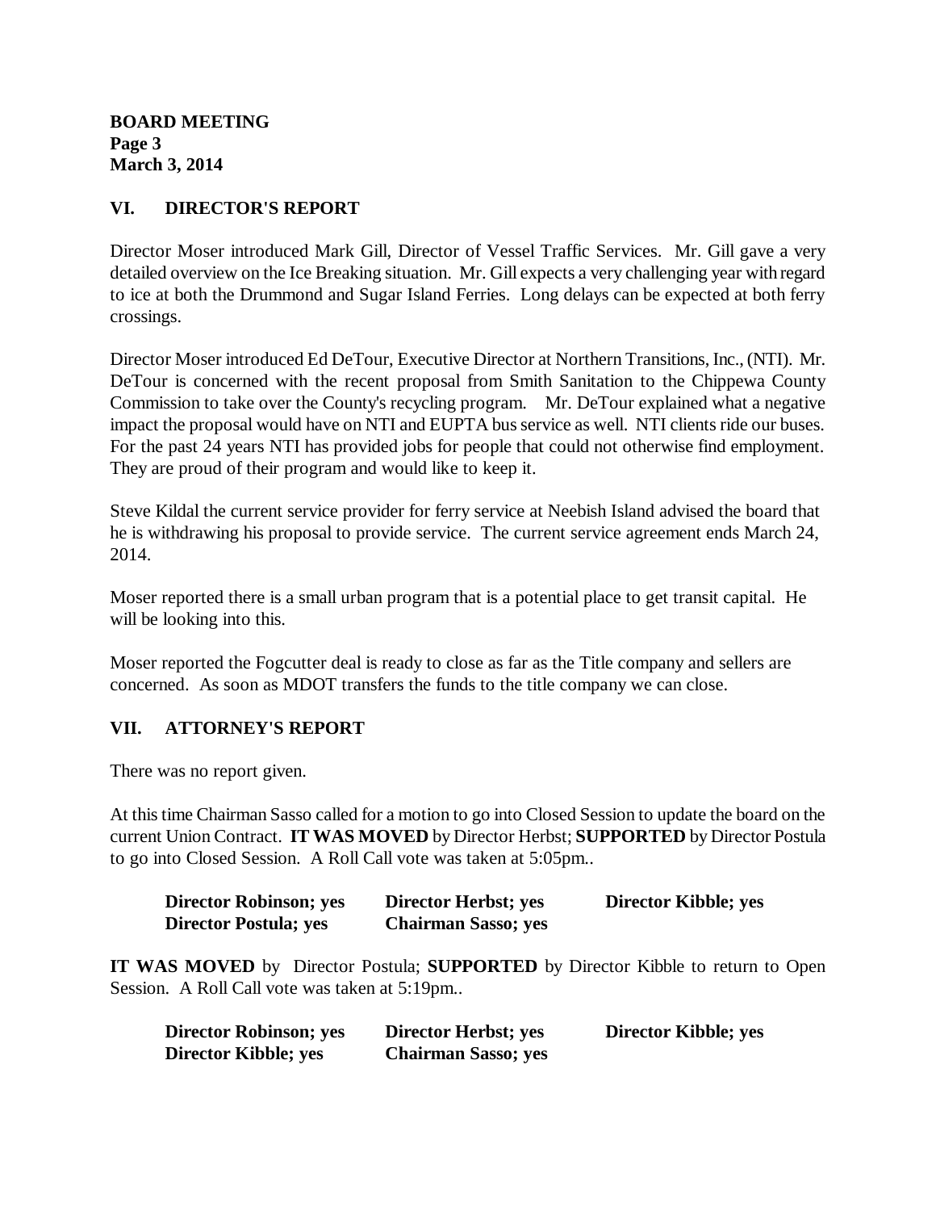**BOARD MEETING**
**Page 3**
**March 3, 2014**

## VI. DIRECTOR'S REPORT

Director Moser introduced Mark Gill, Director of Vessel Traffic Services. Mr. Gill gave a very detailed overview on the Ice Breaking situation. Mr. Gill expects a very challenging year with regard to ice at both the Drummond and Sugar Island Ferries. Long delays can be expected at both ferry crossings.

Director Moser introduced Ed DeTour, Executive Director at Northern Transitions, Inc., (NTI). Mr. DeTour is concerned with the recent proposal from Smith Sanitation to the Chippewa County Commission to take over the County's recycling program. Mr. DeTour explained what a negative impact the proposal would have on NTI and EUPTA bus service as well. NTI clients ride our buses. For the past 24 years NTI has provided jobs for people that could not otherwise find employment. They are proud of their program and would like to keep it.

Steve Kildal the current service provider for ferry service at Neebish Island advised the board that he is withdrawing his proposal to provide service. The current service agreement ends March 24, 2014.

Moser reported there is a small urban program that is a potential place to get transit capital. He will be looking into this.

Moser reported the Fogcutter deal is ready to close as far as the Title company and sellers are concerned. As soon as MDOT transfers the funds to the title company we can close.

## VII. ATTORNEY'S REPORT

There was no report given.

At this time Chairman Sasso called for a motion to go into Closed Session to update the board on the current Union Contract. **IT WAS MOVED** by Director Herbst; **SUPPORTED** by Director Postula to go into Closed Session. A Roll Call vote was taken at 5:05pm..

**Director Robinson; yes** **Director Herbst; yes** **Director Kibble; yes**
**Director Postula; yes** **Chairman Sasso; yes**

**IT WAS MOVED** by Director Postula; **SUPPORTED** by Director Kibble to return to Open Session. A Roll Call vote was taken at 5:19pm..

**Director Robinson; yes** **Director Herbst; yes** **Director Kibble; yes**
**Director Kibble; yes** **Chairman Sasso; yes**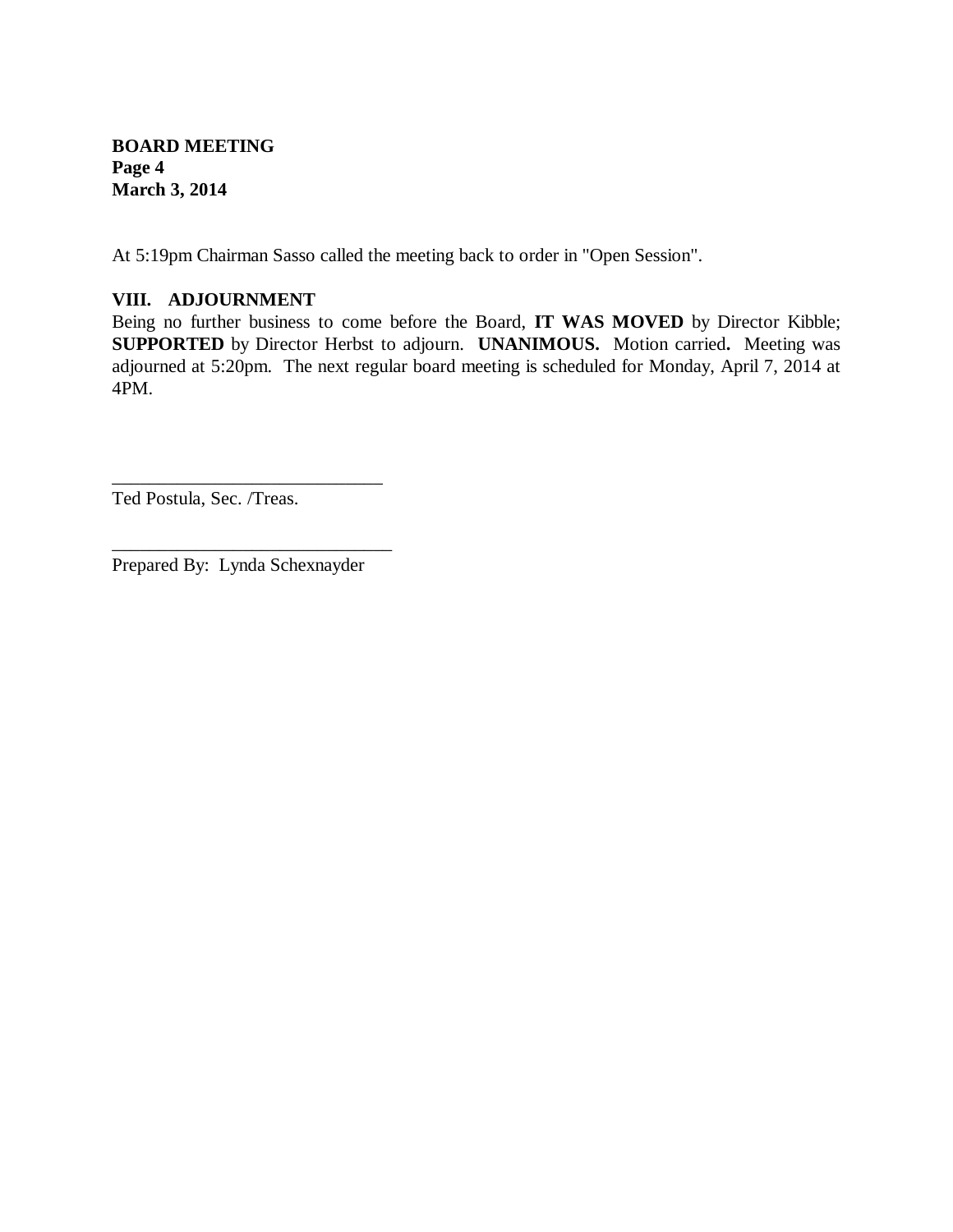At 5:19pm Chairman Sasso called the meeting back to order in "Open Session".

## VIII. ADJOURNMENT

Being no further business to come before the Board, **IT WAS MOVED** by Director Kibble; **SUPPORTED** by Director Herbst to adjourn. **UNANIMOUS.** Motion carried**.** Meeting was adjourned at 5:20pm. The next regular board meeting is scheduled for Monday, April 7, 2014 at 4PM.

_____________________________

Ted Postula, Sec. /Treas.

_____________________________

Prepared By: Lynda Schexnayder